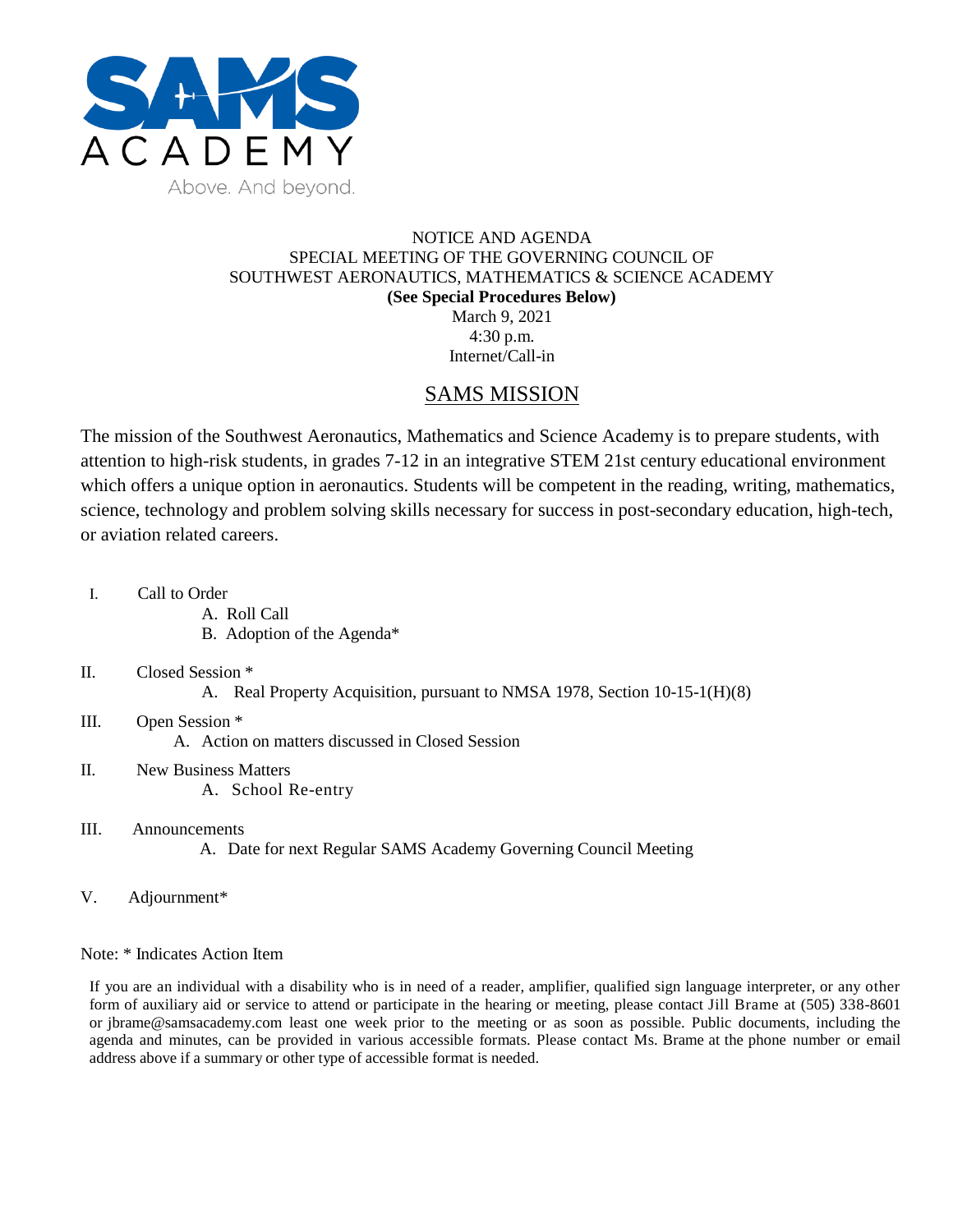SAMS ACADEMY

Above. And beyond.

NOTICE AND AGENDA
SPECIAL MEETING OF THE GOVERNING COUNCIL OF
SOUTHWEST AERONAUTICS, MATHEMATICS & SCIENCE ACADEMY
**(See Special Procedures Below)**
March 9, 2021
4:30 p.m.
Internet/Call-in

## SAMS MISSION

The mission of the Southwest Aeronautics, Mathematics and Science Academy is to prepare students, with attention to high-risk students, in grades 7-12 in an integrative STEM 21st century educational environment which offers a unique option in aeronautics. Students will be competent in the reading, writing, mathematics, science, technology and problem solving skills necessary for success in post-secondary education, high-tech, or aviation related careers.

I. Call to Order
   A. Roll Call
   B. Adoption of the Agenda*

II. Closed Session *
   A. Real Property Acquisition, pursuant to NMSA 1978, Section 10-15-1(H)(8)

III. Open Session *
   A. Action on matters discussed in Closed Session

II. New Business Matters
   A. School Re-entry

III. Announcements
   A. Date for next Regular SAMS Academy Governing Council Meeting

V. Adjournment*

Note: * Indicates Action Item

If you are an individual with a disability who is in need of a reader, amplifier, qualified sign language interpreter, or any other form of auxiliary aid or service to attend or participate in the hearing or meeting, please contact Jill Brame at (505) 338-8601 or jbrame@samsacademy.com least one week prior to the meeting or as soon as possible. Public documents, including the agenda and minutes, can be provided in various accessible formats. Please contact Ms. Brame at the phone number or email address above if a summary or other type of accessible format is needed.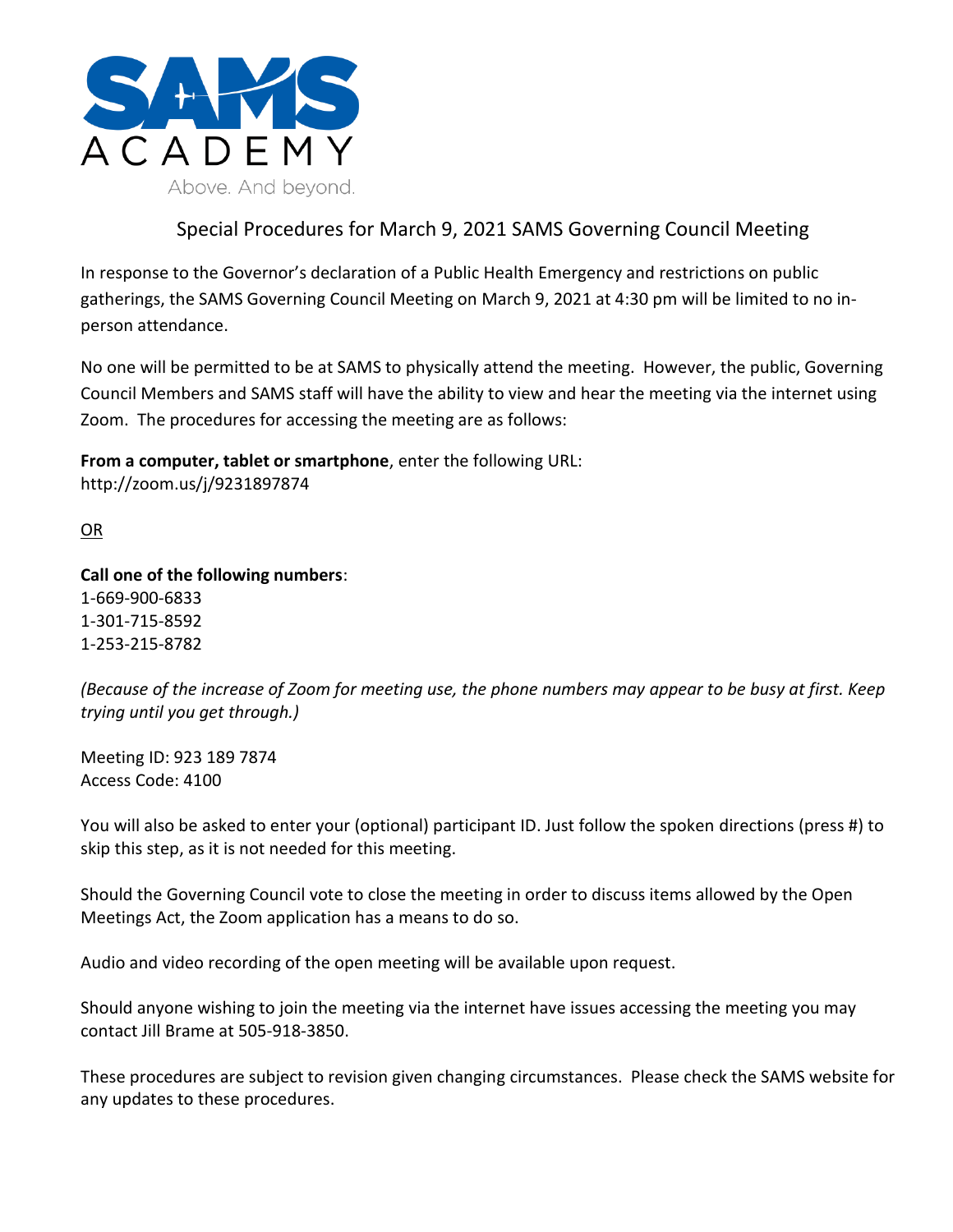SAMS ACADEMY

Above. And beyond.

## Special Procedures for March 9, 2021 SAMS Governing Council Meeting

In response to the Governor's declaration of a Public Health Emergency and restrictions on public gatherings, the SAMS Governing Council Meeting on March 9, 2021 at 4:30 pm will be limited to no in-person attendance.

No one will be permitted to be at SAMS to physically attend the meeting. However, the public, Governing Council Members and SAMS staff will have the ability to view and hear the meeting via the internet using Zoom. The procedures for accessing the meeting are as follows:

**From a computer, tablet or smartphone**, enter the following URL:
http://zoom.us/j/9231897874

OR

**Call one of the following numbers**:
1-669-900-6833
1-301-715-8592
1-253-215-8782

*(Because of the increase of Zoom for meeting use, the phone numbers may appear to be busy at first. Keep trying until you get through.)*

Meeting ID: 923 189 7874
Access Code: 4100

You will also be asked to enter your (optional) participant ID. Just follow the spoken directions (press #) to skip this step, as it is not needed for this meeting.

Should the Governing Council vote to close the meeting in order to discuss items allowed by the Open Meetings Act, the Zoom application has a means to do so.

Audio and video recording of the open meeting will be available upon request.

Should anyone wishing to join the meeting via the internet have issues accessing the meeting you may contact Jill Brame at 505-918-3850.

These procedures are subject to revision given changing circumstances. Please check the SAMS website for any updates to these procedures.